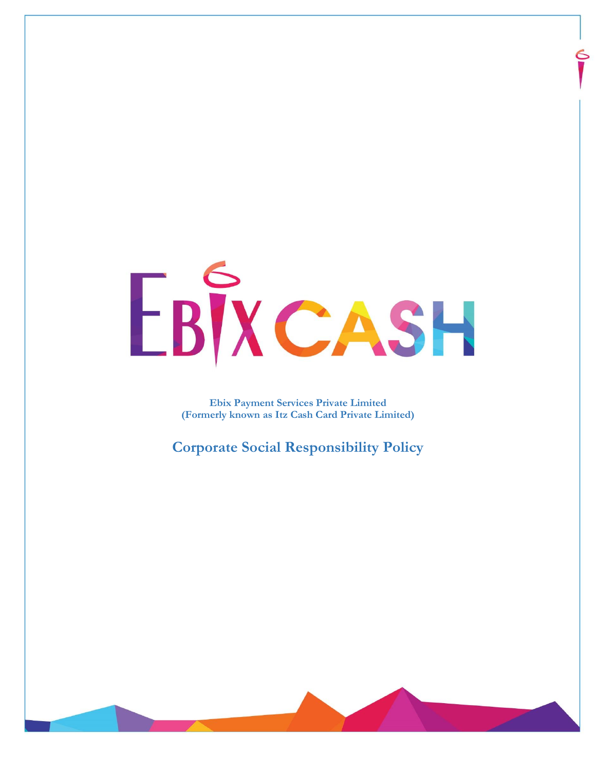EBIXCASH

**Ebix Payment Services Private Limited**
**(Formerly known as Itz Cash Card Private Limited)**

# Corporate Social Responsibility Policy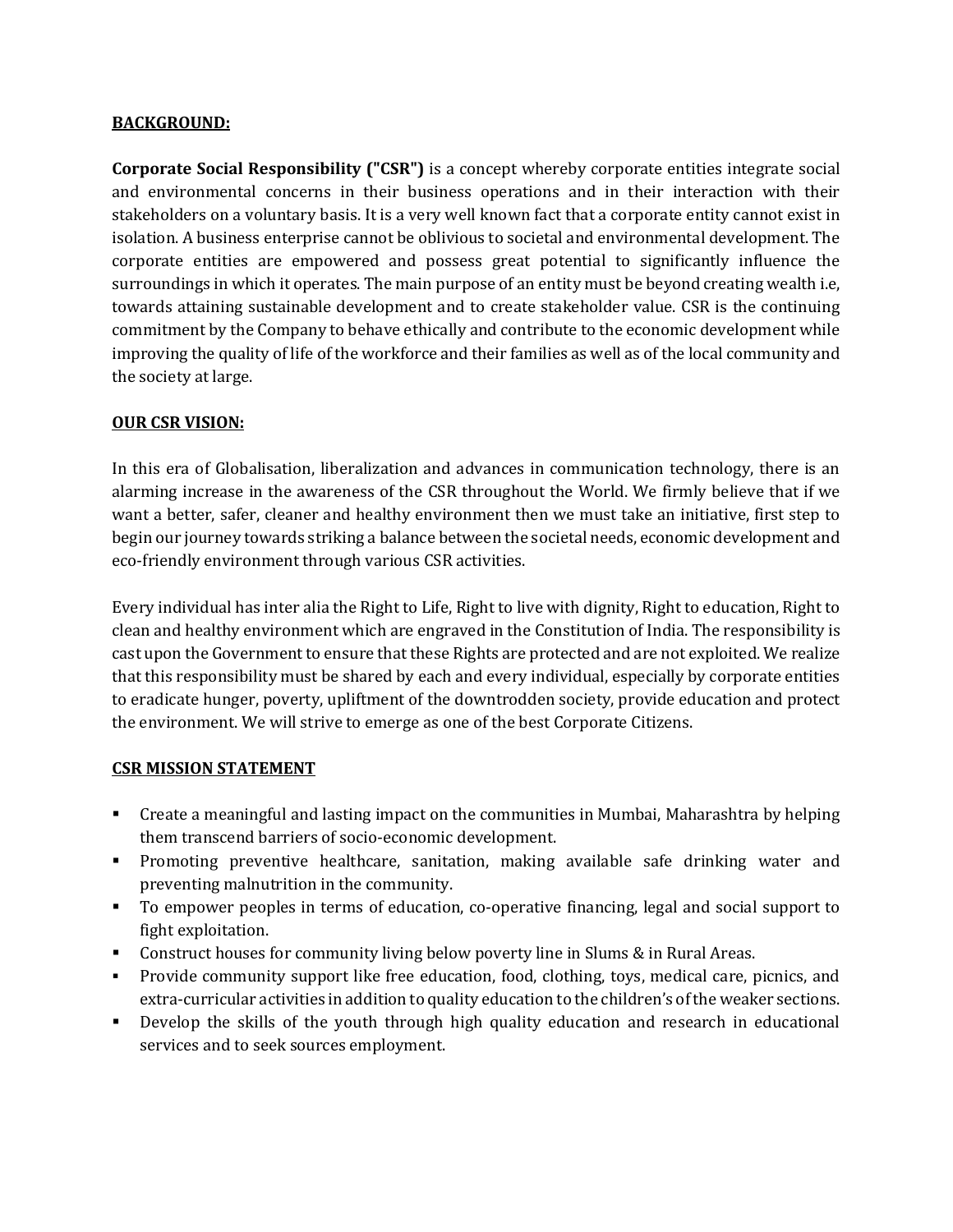## BACKGROUND:

**Corporate Social Responsibility ("CSR")** is a concept whereby corporate entities integrate social and environmental concerns in their business operations and in their interaction with their stakeholders on a voluntary basis. It is a very well known fact that a corporate entity cannot exist in isolation. A business enterprise cannot be oblivious to societal and environmental development. The corporate entities are empowered and possess great potential to significantly influence the surroundings in which it operates. The main purpose of an entity must be beyond creating wealth i.e, towards attaining sustainable development and to create stakeholder value. CSR is the continuing commitment by the Company to behave ethically and contribute to the economic development while improving the quality of life of the workforce and their families as well as of the local community and the society at large.

## OUR CSR VISION:

In this era of Globalisation, liberalization and advances in communication technology, there is an alarming increase in the awareness of the CSR throughout the World. We firmly believe that if we want a better, safer, cleaner and healthy environment then we must take an initiative, first step to begin our journey towards striking a balance between the societal needs, economic development and eco-friendly environment through various CSR activities.

Every individual has inter alia the Right to Life, Right to live with dignity, Right to education, Right to clean and healthy environment which are engraved in the Constitution of India. The responsibility is cast upon the Government to ensure that these Rights are protected and are not exploited. We realize that this responsibility must be shared by each and every individual, especially by corporate entities to eradicate hunger, poverty, upliftment of the downtrodden society, provide education and protect the environment. We will strive to emerge as one of the best Corporate Citizens.

## CSR MISSION STATEMENT

- Create a meaningful and lasting impact on the communities in Mumbai, Maharashtra by helping them transcend barriers of socio-economic development.
- Promoting preventive healthcare, sanitation, making available safe drinking water and preventing malnutrition in the community.
- To empower peoples in terms of education, co-operative financing, legal and social support to fight exploitation.
- Construct houses for community living below poverty line in Slums & in Rural Areas.
- Provide community support like free education, food, clothing, toys, medical care, picnics, and extra-curricular activities in addition to quality education to the children's of the weaker sections.
- Develop the skills of the youth through high quality education and research in educational services and to seek sources employment.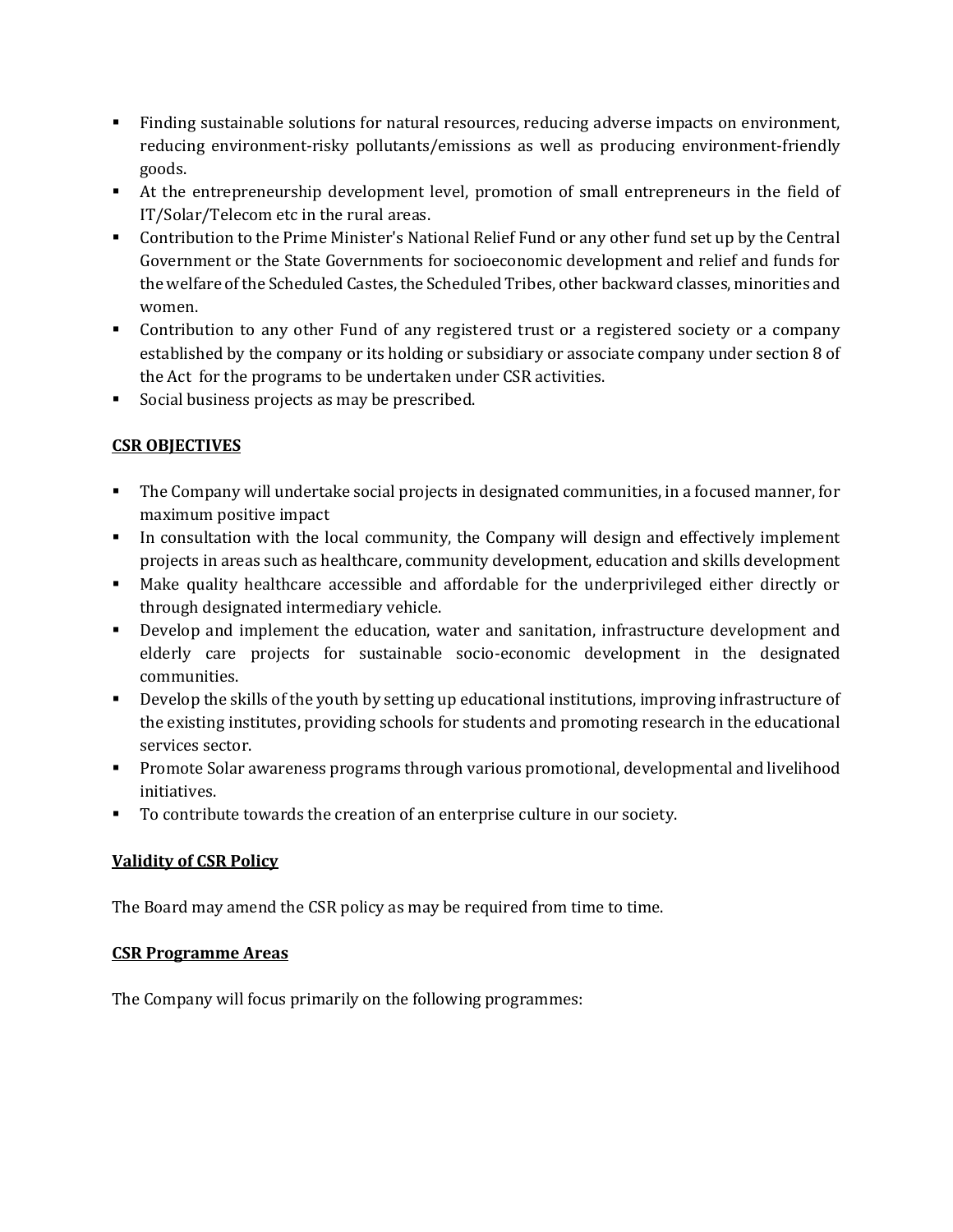- Finding sustainable solutions for natural resources, reducing adverse impacts on environment, reducing environment-risky pollutants/emissions as well as producing environment-friendly goods.
- At the entrepreneurship development level, promotion of small entrepreneurs in the field of IT/Solar/Telecom etc in the rural areas.
- Contribution to the Prime Minister's National Relief Fund or any other fund set up by the Central Government or the State Governments for socioeconomic development and relief and funds for the welfare of the Scheduled Castes, the Scheduled Tribes, other backward classes, minorities and women.
- Contribution to any other Fund of any registered trust or a registered society or a company established by the company or its holding or subsidiary or associate company under section 8 of the Act for the programs to be undertaken under CSR activities.
- Social business projects as may be prescribed.

**CSR OBJECTIVES**

- The Company will undertake social projects in designated communities, in a focused manner, for maximum positive impact
- In consultation with the local community, the Company will design and effectively implement projects in areas such as healthcare, community development, education and skills development
- Make quality healthcare accessible and affordable for the underprivileged either directly or through designated intermediary vehicle.
- Develop and implement the education, water and sanitation, infrastructure development and elderly care projects for sustainable socio-economic development in the designated communities.
- Develop the skills of the youth by setting up educational institutions, improving infrastructure of the existing institutes, providing schools for students and promoting research in the educational services sector.
- Promote Solar awareness programs through various promotional, developmental and livelihood initiatives.
- To contribute towards the creation of an enterprise culture in our society.

**Validity of CSR Policy**

The Board may amend the CSR policy as may be required from time to time.

**CSR Programme Areas**

The Company will focus primarily on the following programmes: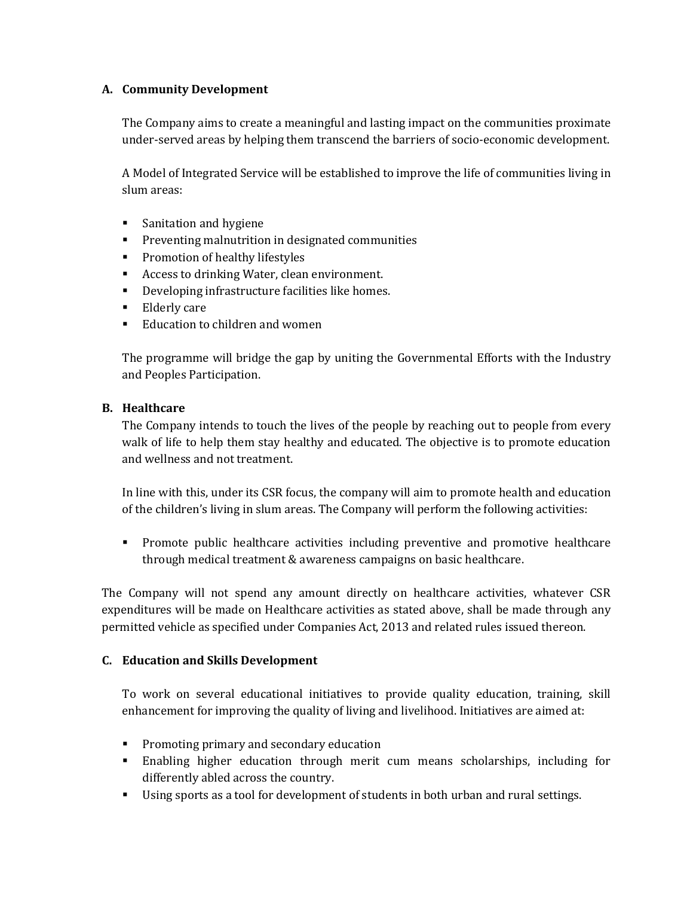### A. Community Development

The Company aims to create a meaningful and lasting impact on the communities proximate under-served areas by helping them transcend the barriers of socio-economic development.

A Model of Integrated Service will be established to improve the life of communities living in slum areas:

- Sanitation and hygiene
- Preventing malnutrition in designated communities
- Promotion of healthy lifestyles
- Access to drinking Water, clean environment.
- Developing infrastructure facilities like homes.
- Elderly care
- Education to children and women

The programme will bridge the gap by uniting the Governmental Efforts with the Industry and Peoples Participation.

### B. Healthcare

The Company intends to touch the lives of the people by reaching out to people from every walk of life to help them stay healthy and educated. The objective is to promote education and wellness and not treatment.

In line with this, under its CSR focus, the company will aim to promote health and education of the children's living in slum areas. The Company will perform the following activities:

- Promote public healthcare activities including preventive and promotive healthcare through medical treatment & awareness campaigns on basic healthcare.

The Company will not spend any amount directly on healthcare activities, whatever CSR expenditures will be made on Healthcare activities as stated above, shall be made through any permitted vehicle as specified under Companies Act, 2013 and related rules issued thereon.

### C. Education and Skills Development

To work on several educational initiatives to provide quality education, training, skill enhancement for improving the quality of living and livelihood. Initiatives are aimed at:

- Promoting primary and secondary education
- Enabling higher education through merit cum means scholarships, including for differently abled across the country.
- Using sports as a tool for development of students in both urban and rural settings.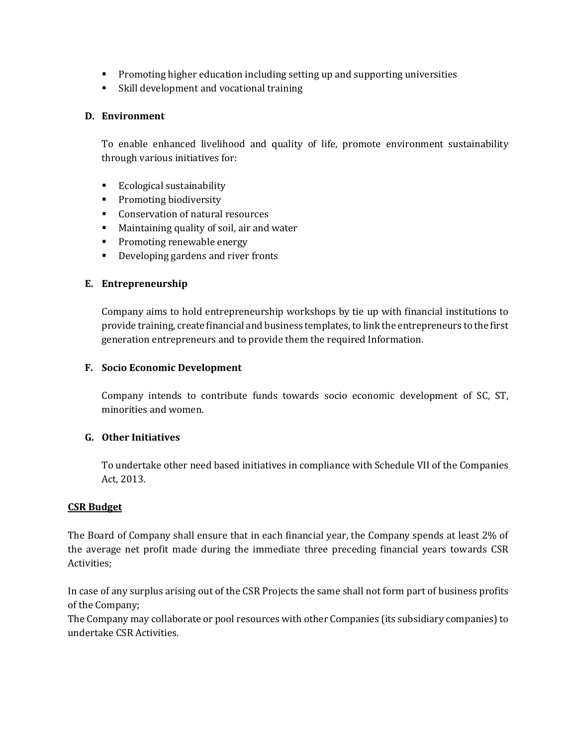- Promoting higher education including setting up and supporting universities
- Skill development and vocational training

### D. Environment

To enable enhanced livelihood and quality of life, promote environment sustainability through various initiatives for:

- Ecological sustainability
- Promoting biodiversity
- Conservation of natural resources
- Maintaining quality of soil, air and water
- Promoting renewable energy
- Developing gardens and river fronts

### E. Entrepreneurship

Company aims to hold entrepreneurship workshops by tie up with financial institutions to provide training, create financial and business templates, to link the entrepreneurs to the first generation entrepreneurs and to provide them the required Information.

### F. Socio Economic Development

Company intends to contribute funds towards socio economic development of SC, ST, minorities and women.

### G. Other Initiatives

To undertake other need based initiatives in compliance with Schedule VII of the Companies Act, 2013.

## CSR Budget

The Board of Company shall ensure that in each financial year, the Company spends at least 2% of the average net profit made during the immediate three preceding financial years towards CSR Activities;

In case of any surplus arising out of the CSR Projects the same shall not form part of business profits of the Company;
The Company may collaborate or pool resources with other Companies (its subsidiary companies) to undertake CSR Activities.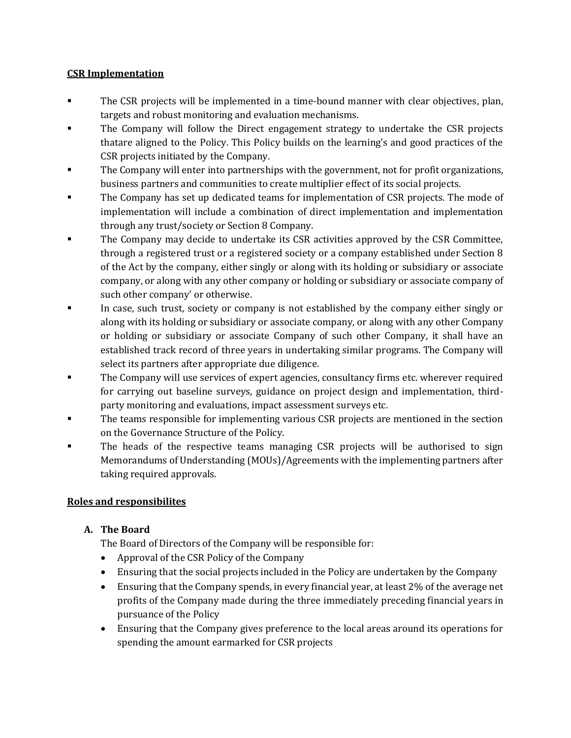**CSR Implementation**

- The CSR projects will be implemented in a time-bound manner with clear objectives, plan, targets and robust monitoring and evaluation mechanisms.
- The Company will follow the Direct engagement strategy to undertake the CSR projects thatare aligned to the Policy. This Policy builds on the learning's and good practices of the CSR projects initiated by the Company.
- The Company will enter into partnerships with the government, not for profit organizations, business partners and communities to create multiplier effect of its social projects.
- The Company has set up dedicated teams for implementation of CSR projects. The mode of implementation will include a combination of direct implementation and implementation through any trust/society or Section 8 Company.
- The Company may decide to undertake its CSR activities approved by the CSR Committee, through a registered trust or a registered society or a company established under Section 8 of the Act by the company, either singly or along with its holding or subsidiary or associate company, or along with any other company or holding or subsidiary or associate company of such other company' or otherwise.
- In case, such trust, society or company is not established by the company either singly or along with its holding or subsidiary or associate company, or along with any other Company or holding or subsidiary or associate Company of such other Company, it shall have an established track record of three years in undertaking similar programs. The Company will select its partners after appropriate due diligence.
- The Company will use services of expert agencies, consultancy firms etc. wherever required for carrying out baseline surveys, guidance on project design and implementation, third-party monitoring and evaluations, impact assessment surveys etc.
- The teams responsible for implementing various CSR projects are mentioned in the section on the Governance Structure of the Policy.
- The heads of the respective teams managing CSR projects will be authorised to sign Memorandums of Understanding (MOUs)/Agreements with the implementing partners after taking required approvals.

**Roles and responsibilites**

**A. The Board**

The Board of Directors of the Company will be responsible for:

- Approval of the CSR Policy of the Company
- Ensuring that the social projects included in the Policy are undertaken by the Company
- Ensuring that the Company spends, in every financial year, at least 2% of the average net profits of the Company made during the three immediately preceding financial years in pursuance of the Policy
- Ensuring that the Company gives preference to the local areas around its operations for spending the amount earmarked for CSR projects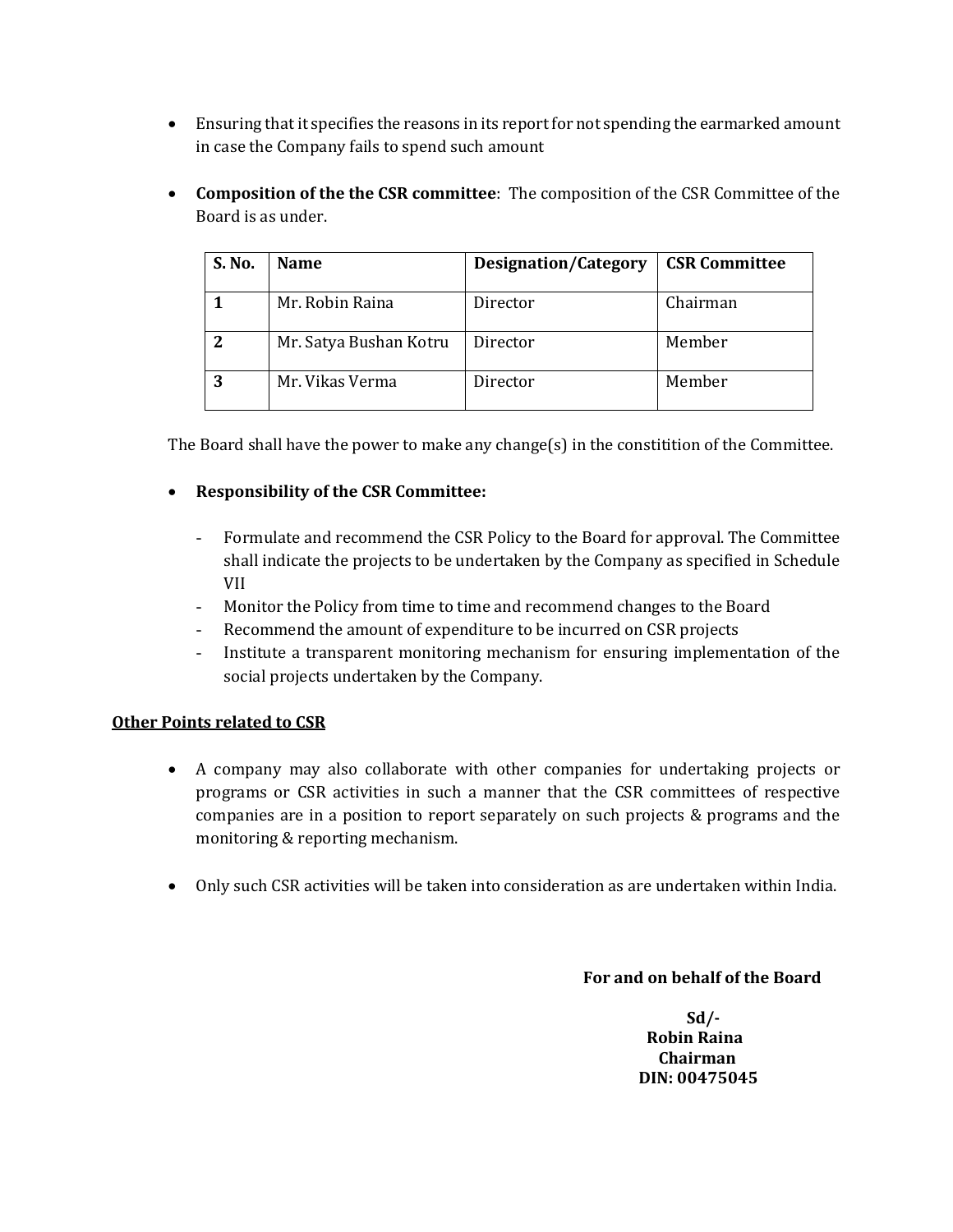- Ensuring that it specifies the reasons in its report for not spending the earmarked amount in case the Company fails to spend such amount

- **Composition of the the CSR committee**: The composition of the CSR Committee of the Board is as under.

| S. No. | Name | Designation/Category | CSR Committee |
|---|---|---|---|
| **1** | Mr. Robin Raina | Director | Chairman |
| **2** | Mr. Satya Bushan Kotru | Director | Member |
| **3** | Mr. Vikas Verma | Director | Member |

The Board shall have the power to make any change(s) in the constitition of the Committee.

- **Responsibility of the CSR Committee:**

  - Formulate and recommend the CSR Policy to the Board for approval. The Committee shall indicate the projects to be undertaken by the Company as specified in Schedule VII
  - Monitor the Policy from time to time and recommend changes to the Board
  - Recommend the amount of expenditure to be incurred on CSR projects
  - Institute a transparent monitoring mechanism for ensuring implementation of the social projects undertaken by the Company.

**<u>Other Points related to CSR</u>**

- A company may also collaborate with other companies for undertaking projects or programs or CSR activities in such a manner that the CSR committees of respective companies are in a position to report separately on such projects & programs and the monitoring & reporting mechanism.

- Only such CSR activities will be taken into consideration as are undertaken within India.

**For and on behalf of the Board**

**Sd/-**
**Robin Raina**
**Chairman**
**DIN: 00475045**